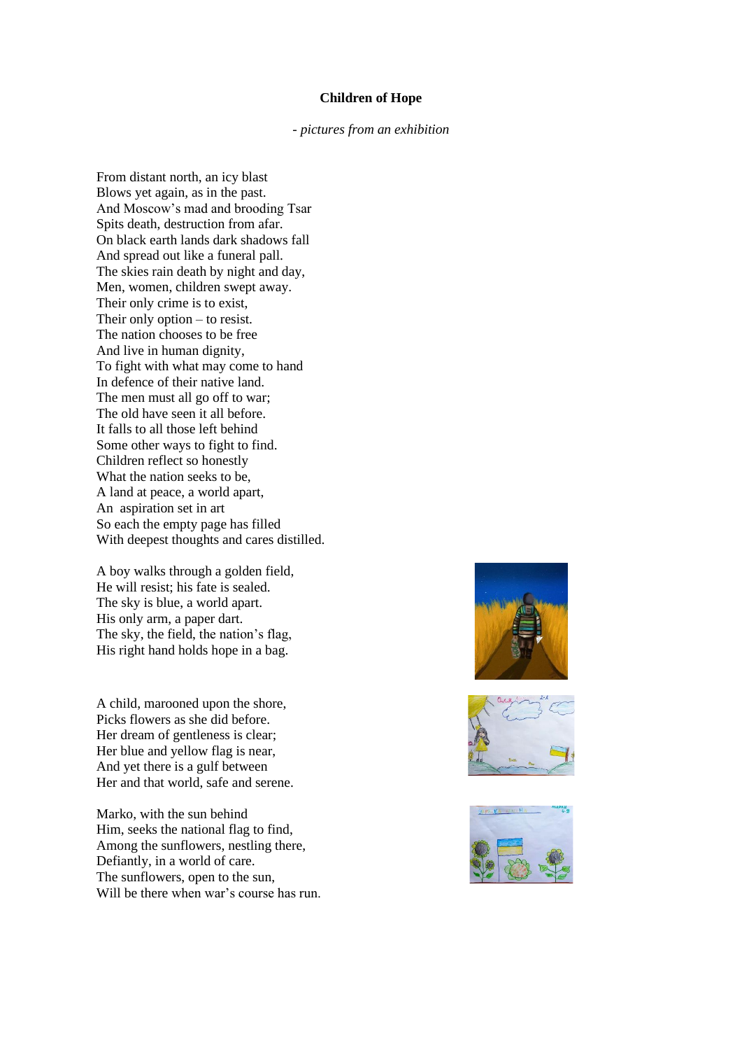# Children of Hope

*- pictures from an exhibition*

From distant north, an icy blast
Blows yet again, as in the past.
And Moscow's mad and brooding Tsar
Spits death, destruction from afar.
On black earth lands dark shadows fall
And spread out like a funeral pall.
The skies rain death by night and day,
Men, women, children swept away.
Their only crime is to exist,
Their only option – to resist.
The nation chooses to be free
And live in human dignity,
To fight with what may come to hand
In defence of their native land.
The men must all go off to war;
The old have seen it all before.
It falls to all those left behind
Some other ways to fight to find.
Children reflect so honestly
What the nation seeks to be,
A land at peace, a world apart,
An aspiration set in art
So each the empty page has filled
With deepest thoughts and cares distilled.

A boy walks through a golden field,
He will resist; his fate is sealed.
The sky is blue, a world apart.
His only arm, a paper dart.
The sky, the field, the nation's flag,
His right hand holds hope in a bag.

A child, marooned upon the shore,
Picks flowers as she did before.
Her dream of gentleness is clear;
Her blue and yellow flag is near,
And yet there is a gulf between
Her and that world, safe and serene.

Marko, with the sun behind
Him, seeks the national flag to find,
Among the sunflowers, nestling there,
Defiantly, in a world of care.
The sunflowers, open to the sun,
Will be there when war's course has run.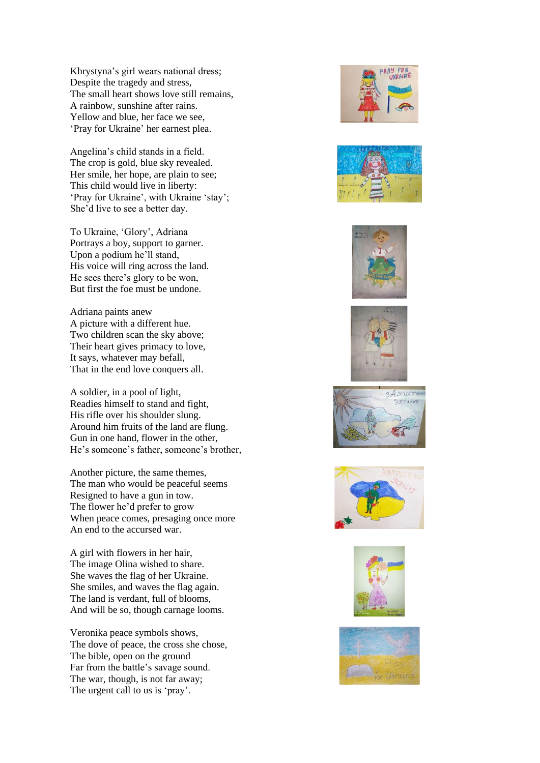Khrystyna's girl wears national dress;
Despite the tragedy and stress,
The small heart shows love still remains,
A rainbow, sunshine after rains.
Yellow and blue, her face we see,
'Pray for Ukraine' her earnest plea.

Angelina's child stands in a field.
The crop is gold, blue sky revealed.
Her smile, her hope, are plain to see;
This child would live in liberty:
'Pray for Ukraine', with Ukraine 'stay';
She'd live to see a better day.

To Ukraine, 'Glory', Adriana
Portrays a boy, support to garner.
Upon a podium he'll stand,
His voice will ring across the land.
He sees there's glory to be won,
But first the foe must be undone.

Adriana paints anew
A picture with a different hue.
Two children scan the sky above;
Their heart gives primacy to love,
It says, whatever may befall,
That in the end love conquers all.

A soldier, in a pool of light,
Readies himself to stand and fight,
His rifle over his shoulder slung.
Around him fruits of the land are flung.
Gun in one hand, flower in the other,
He's someone's father, someone's brother,

Another picture, the same themes,
The man who would be peaceful seems
Resigned to have a gun in tow.
The flower he'd prefer to grow
When peace comes, presaging once more
An end to the accursed war.

A girl with flowers in her hair,
The image Olina wished to share.
She waves the flag of her Ukraine.
She smiles, and waves the flag again.
The land is verdant, full of blooms,
And will be so, though carnage looms.

Veronika peace symbols shows,
The dove of peace, the cross she chose,
The bible, open on the ground
Far from the battle's savage sound.
The war, though, is not far away;
The urgent call to us is 'pray'.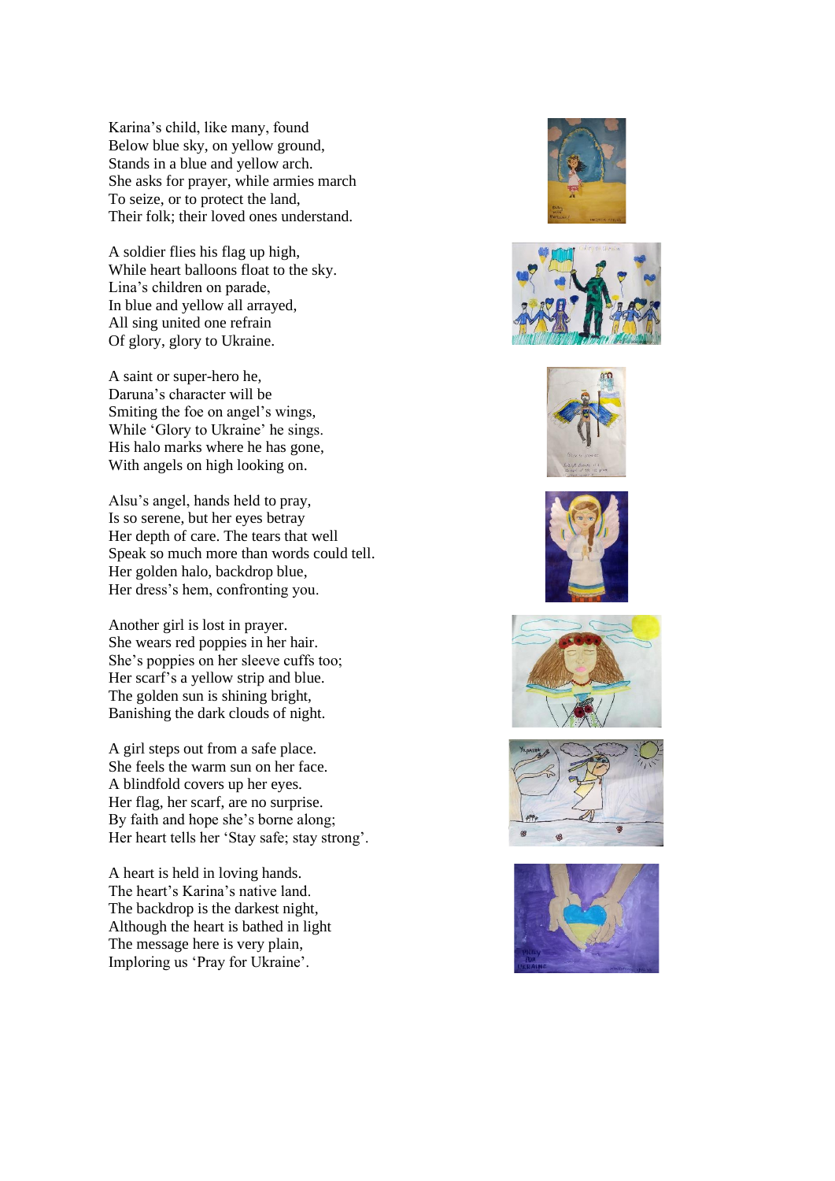Karina's child, like many, found
Below blue sky, on yellow ground,
Stands in a blue and yellow arch.
She asks for prayer, while armies march
To seize, or to protect the land,
Their folk; their loved ones understand.

A soldier flies his flag up high,
While heart balloons float to the sky.
Lina's children on parade,
In blue and yellow all arrayed,
All sing united one refrain
Of glory, glory to Ukraine.

A saint or super-hero he,
Daruna's character will be
Smiting the foe on angel's wings,
While 'Glory to Ukraine' he sings.
His halo marks where he has gone,
With angels on high looking on.

Alsu's angel, hands held to pray,
Is so serene, but her eyes betray
Her depth of care. The tears that well
Speak so much more than words could tell.
Her golden halo, backdrop blue,
Her dress's hem, confronting you.

Another girl is lost in prayer.
She wears red poppies in her hair.
She's poppies on her sleeve cuffs too;
Her scarf's a yellow strip and blue.
The golden sun is shining bright,
Banishing the dark clouds of night.

A girl steps out from a safe place.
She feels the warm sun on her face.
A blindfold covers up her eyes.
Her flag, her scarf, are no surprise.
By faith and hope she's borne along;
Her heart tells her 'Stay safe; stay strong'.

A heart is held in loving hands.
The heart's Karina's native land.
The backdrop is the darkest night,
Although the heart is bathed in light
The message here is very plain,
Imploring us 'Pray for Ukraine'.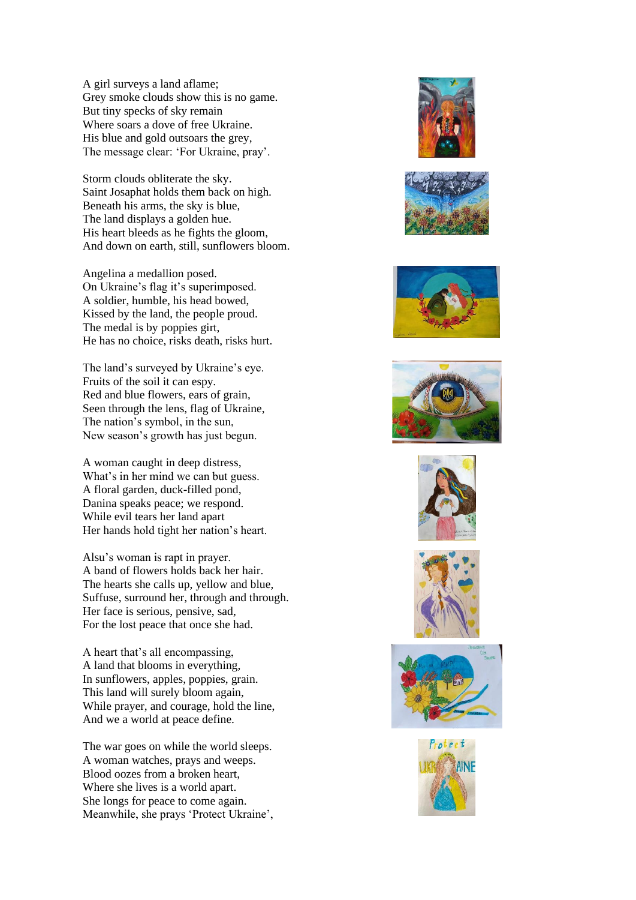A girl surveys a land aflame;
Grey smoke clouds show this is no game.
But tiny specks of sky remain
Where soars a dove of free Ukraine.
His blue and gold outsoars the grey,
The message clear: 'For Ukraine, pray'.

Storm clouds obliterate the sky.
Saint Josaphat holds them back on high.
Beneath his arms, the sky is blue,
The land displays a golden hue.
His heart bleeds as he fights the gloom,
And down on earth, still, sunflowers bloom.

Angelina a medallion posed.
On Ukraine's flag it's superimposed.
A soldier, humble, his head bowed,
Kissed by the land, the people proud.
The medal is by poppies girt,
He has no choice, risks death, risks hurt.

The land's surveyed by Ukraine's eye.
Fruits of the soil it can espy.
Red and blue flowers, ears of grain,
Seen through the lens, flag of Ukraine,
The nation's symbol, in the sun,
New season's growth has just begun.

A woman caught in deep distress,
What's in her mind we can but guess.
A floral garden, duck-filled pond,
Danina speaks peace; we respond.
While evil tears her land apart
Her hands hold tight her nation's heart.

Alsu's woman is rapt in prayer.
A band of flowers holds back her hair.
The hearts she calls up, yellow and blue,
Suffuse, surround her, through and through.
Her face is serious, pensive, sad,
For the lost peace that once she had.

A heart that's all encompassing,
A land that blooms in everything,
In sunflowers, apples, poppies, grain.
This land will surely bloom again,
While prayer, and courage, hold the line,
And we a world at peace define.

The war goes on while the world sleeps.
A woman watches, prays and weeps.
Blood oozes from a broken heart,
Where she lives is a world apart.
She longs for peace to come again.
Meanwhile, she prays 'Protect Ukraine',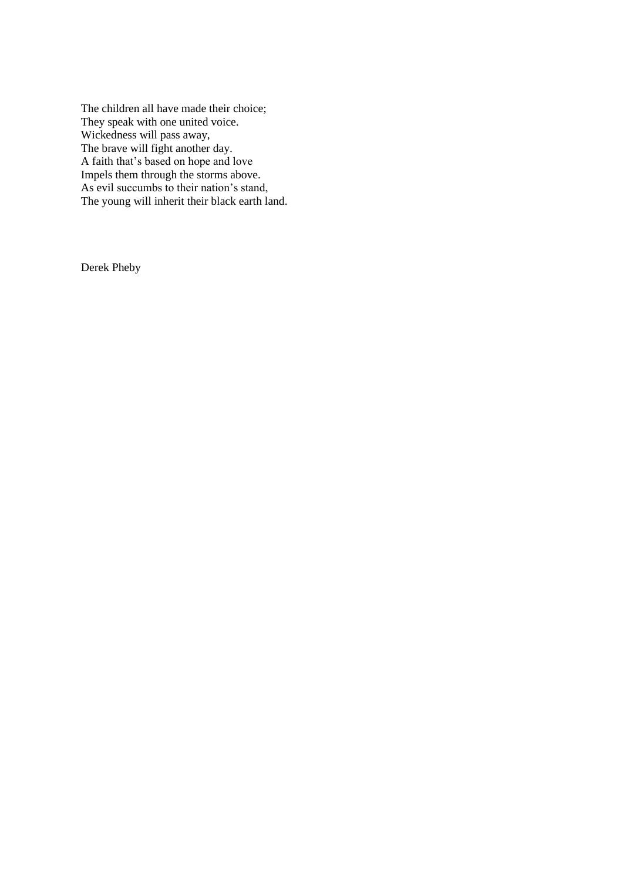The children all have made their choice;  
They speak with one united voice.  
Wickedness will pass away,  
The brave will fight another day.  
A faith that's based on hope and love  
Impels them through the storms above.  
As evil succumbs to their nation's stand,  
The young will inherit their black earth land.

Derek Pheby